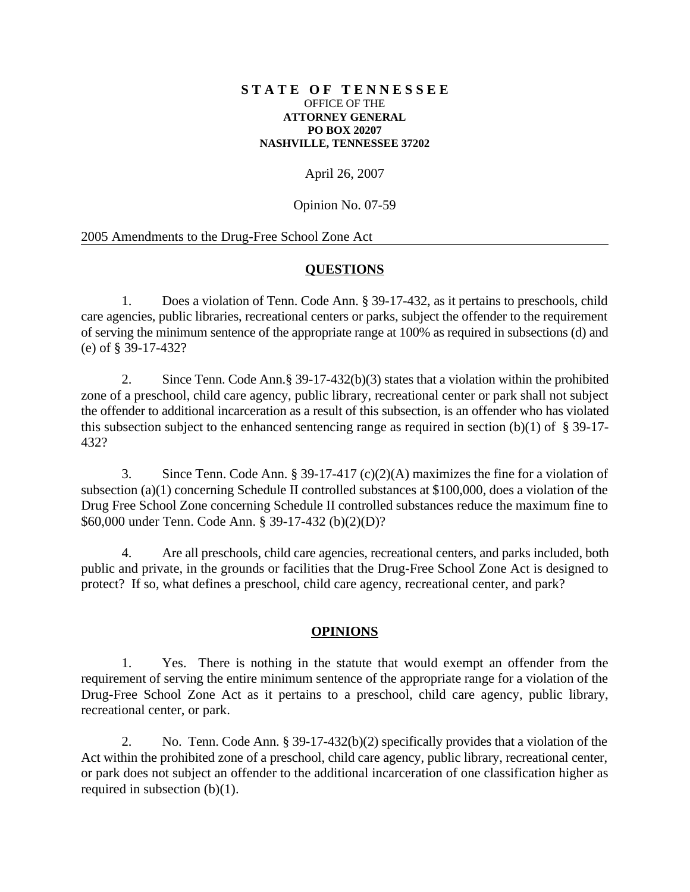**STATE OF TENNESSEE**
OFFICE OF THE
**ATTORNEY GENERAL**
**PO BOX 20207**
**NASHVILLE, TENNESSEE 37202**

April 26, 2007

Opinion No. 07-59

2005 Amendments to the Drug-Free School Zone Act

## QUESTIONS

1. Does a violation of Tenn. Code Ann. § 39-17-432, as it pertains to preschools, child care agencies, public libraries, recreational centers or parks, subject the offender to the requirement of serving the minimum sentence of the appropriate range at 100% as required in subsections (d) and (e) of § 39-17-432?

2. Since Tenn. Code Ann.§ 39-17-432(b)(3) states that a violation within the prohibited zone of a preschool, child care agency, public library, recreational center or park shall not subject the offender to additional incarceration as a result of this subsection, is an offender who has violated this subsection subject to the enhanced sentencing range as required in section (b)(1) of § 39-17-432?

3. Since Tenn. Code Ann. § 39-17-417 (c)(2)(A) maximizes the fine for a violation of subsection (a)(1) concerning Schedule II controlled substances at $100,000, does a violation of the Drug Free School Zone concerning Schedule II controlled substances reduce the maximum fine to $60,000 under Tenn. Code Ann. § 39-17-432 (b)(2)(D)?

4. Are all preschools, child care agencies, recreational centers, and parks included, both public and private, in the grounds or facilities that the Drug-Free School Zone Act is designed to protect? If so, what defines a preschool, child care agency, recreational center, and park?

## OPINIONS

1. Yes. There is nothing in the statute that would exempt an offender from the requirement of serving the entire minimum sentence of the appropriate range for a violation of the Drug-Free School Zone Act as it pertains to a preschool, child care agency, public library, recreational center, or park.

2. No. Tenn. Code Ann. § 39-17-432(b)(2) specifically provides that a violation of the Act within the prohibited zone of a preschool, child care agency, public library, recreational center, or park does not subject an offender to the additional incarceration of one classification higher as required in subsection (b)(1).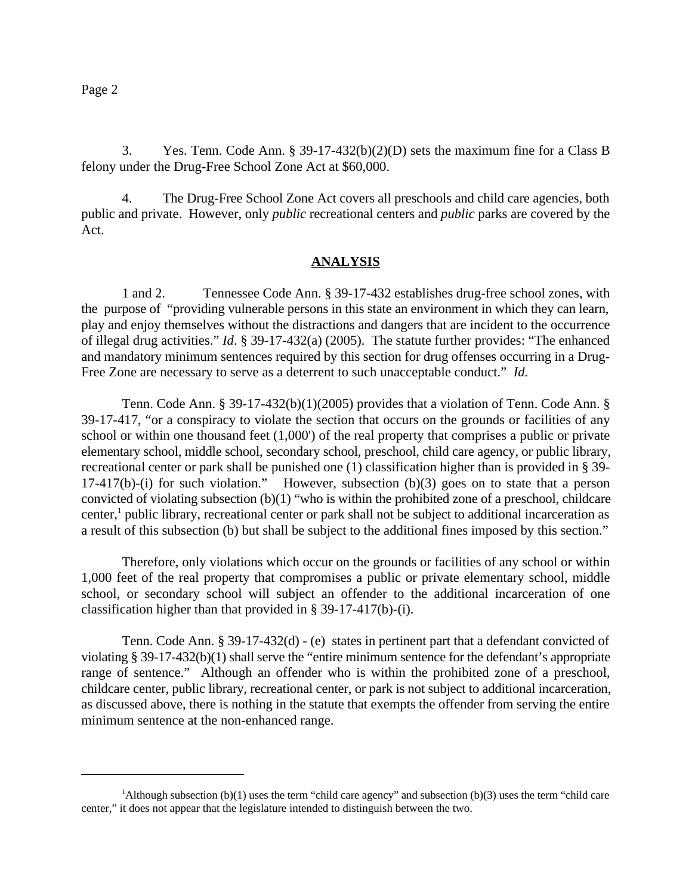3. Yes. Tenn. Code Ann. § 39-17-432(b)(2)(D) sets the maximum fine for a Class B felony under the Drug-Free School Zone Act at $60,000.

4. The Drug-Free School Zone Act covers all preschools and child care agencies, both public and private. However, only *public* recreational centers and *public* parks are covered by the Act.

## ANALYSIS

1 and 2. Tennessee Code Ann. § 39-17-432 establishes drug-free school zones, with the purpose of "providing vulnerable persons in this state an environment in which they can learn, play and enjoy themselves without the distractions and dangers that are incident to the occurrence of illegal drug activities." *Id*. § 39-17-432(a) (2005). The statute further provides: "The enhanced and mandatory minimum sentences required by this section for drug offenses occurring in a Drug-Free Zone are necessary to serve as a deterrent to such unacceptable conduct." *Id.*

Tenn. Code Ann. § 39-17-432(b)(1)(2005) provides that a violation of Tenn. Code Ann. § 39-17-417, "or a conspiracy to violate the section that occurs on the grounds or facilities of any school or within one thousand feet (1,000') of the real property that comprises a public or private elementary school, middle school, secondary school, preschool, child care agency, or public library, recreational center or park shall be punished one (1) classification higher than is provided in § 39-17-417(b)-(i) for such violation." However, subsection (b)(3) goes on to state that a person convicted of violating subsection (b)(1) "who is within the prohibited zone of a preschool, childcare center,[1] public library, recreational center or park shall not be subject to additional incarceration as a result of this subsection (b) but shall be subject to the additional fines imposed by this section."

Therefore, only violations which occur on the grounds or facilities of any school or within 1,000 feet of the real property that compromises a public or private elementary school, middle school, or secondary school will subject an offender to the additional incarceration of one classification higher than that provided in § 39-17-417(b)-(i).

Tenn. Code Ann. § 39-17-432(d) - (e) states in pertinent part that a defendant convicted of violating § 39-17-432(b)(1) shall serve the "entire minimum sentence for the defendant's appropriate range of sentence." Although an offender who is within the prohibited zone of a preschool, childcare center, public library, recreational center, or park is not subject to additional incarceration, as discussed above, there is nothing in the statute that exempts the offender from serving the entire minimum sentence at the non-enhanced range.

---

[1]Although subsection (b)(1) uses the term "child care agency" and subsection (b)(3) uses the term "child care center," it does not appear that the legislature intended to distinguish between the two.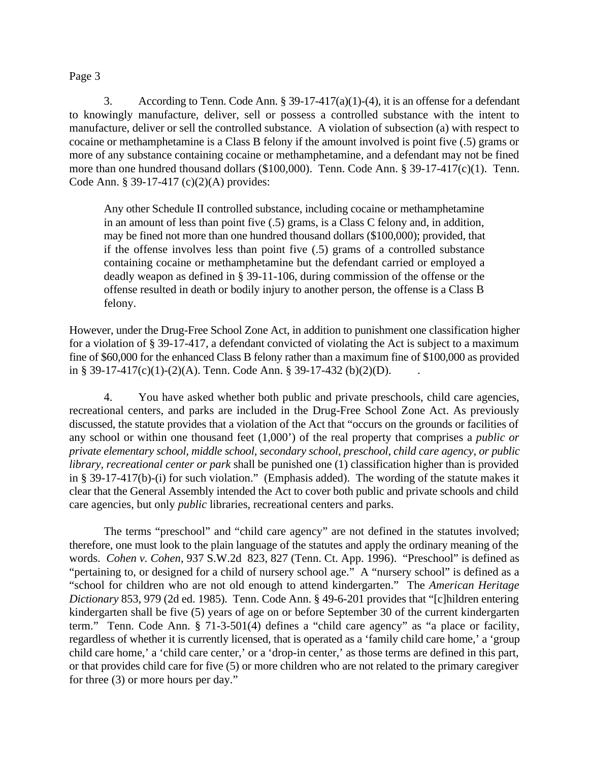3. According to Tenn. Code Ann. § 39-17-417(a)(1)-(4), it is an offense for a defendant to knowingly manufacture, deliver, sell or possess a controlled substance with the intent to manufacture, deliver or sell the controlled substance. A violation of subsection (a) with respect to cocaine or methamphetamine is a Class B felony if the amount involved is point five (.5) grams or more of any substance containing cocaine or methamphetamine, and a defendant may not be fined more than one hundred thousand dollars ($100,000). Tenn. Code Ann. § 39-17-417(c)(1). Tenn. Code Ann. § 39-17-417 (c)(2)(A) provides:

> Any other Schedule II controlled substance, including cocaine or methamphetamine in an amount of less than point five (.5) grams, is a Class C felony and, in addition, may be fined not more than one hundred thousand dollars ($100,000); provided, that if the offense involves less than point five (.5) grams of a controlled substance containing cocaine or methamphetamine but the defendant carried or employed a deadly weapon as defined in § 39-11-106, during commission of the offense or the offense resulted in death or bodily injury to another person, the offense is a Class B felony.

However, under the Drug-Free School Zone Act, in addition to punishment one classification higher for a violation of § 39-17-417, a defendant convicted of violating the Act is subject to a maximum fine of $60,000 for the enhanced Class B felony rather than a maximum fine of $100,000 as provided in § 39-17-417(c)(1)-(2)(A). Tenn. Code Ann. § 39-17-432 (b)(2)(D).

4. You have asked whether both public and private preschools, child care agencies, recreational centers, and parks are included in the Drug-Free School Zone Act. As previously discussed, the statute provides that a violation of the Act that "occurs on the grounds or facilities of any school or within one thousand feet (1,000') of the real property that comprises a *public or private elementary school, middle school, secondary school, preschool, child care agency, or public library, recreational center or park* shall be punished one (1) classification higher than is provided in § 39-17-417(b)-(i) for such violation." (Emphasis added). The wording of the statute makes it clear that the General Assembly intended the Act to cover both public and private schools and child care agencies, but only *public* libraries, recreational centers and parks.

The terms "preschool" and "child care agency" are not defined in the statutes involved; therefore, one must look to the plain language of the statutes and apply the ordinary meaning of the words. *Cohen v. Cohen,* 937 S.W.2d 823, 827 (Tenn. Ct. App. 1996). "Preschool" is defined as "pertaining to, or designed for a child of nursery school age." A "nursery school" is defined as a "school for children who are not old enough to attend kindergarten." The *American Heritage Dictionary* 853, 979 (2d ed. 1985). Tenn. Code Ann. § 49-6-201 provides that "[c]hildren entering kindergarten shall be five (5) years of age on or before September 30 of the current kindergarten term." Tenn. Code Ann. § 71-3-501(4) defines a "child care agency" as "a place or facility, regardless of whether it is currently licensed, that is operated as a 'family child care home,' a 'group child care home,' a 'child care center,' or a 'drop-in center,' as those terms are defined in this part, or that provides child care for five (5) or more children who are not related to the primary caregiver for three (3) or more hours per day."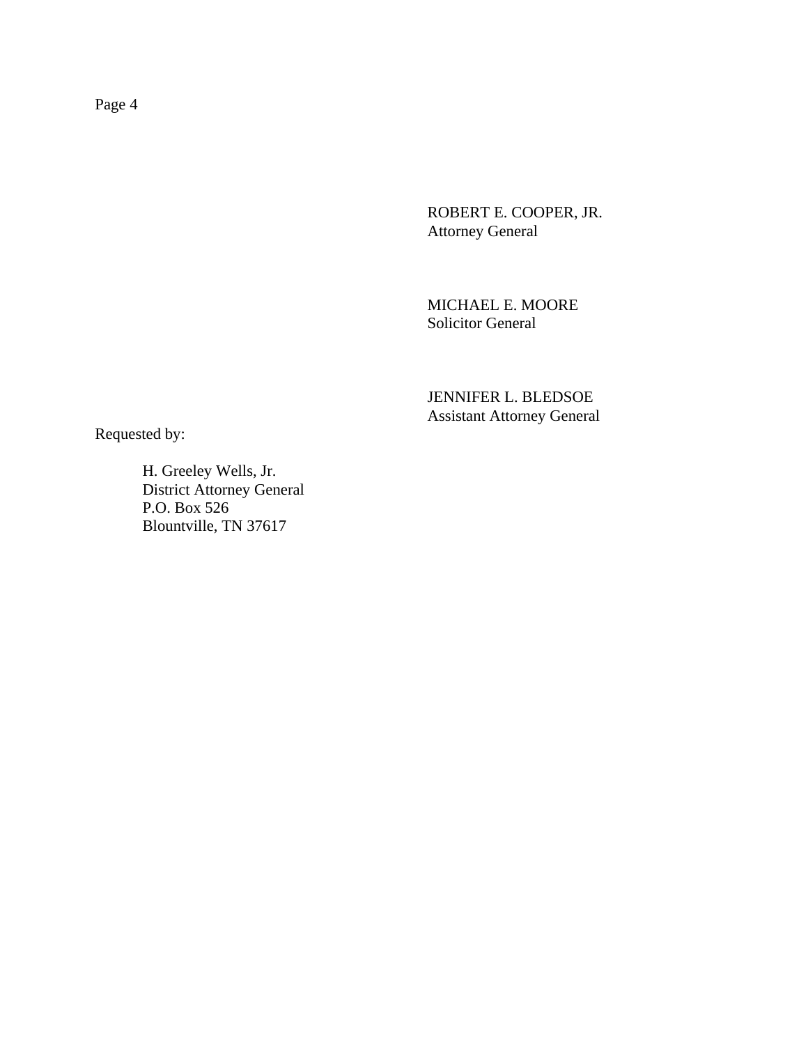ROBERT E. COOPER, JR.
Attorney General

MICHAEL E. MOORE
Solicitor General

JENNIFER L. BLEDSOE
Assistant Attorney General

Requested by:

H. Greeley Wells, Jr.
District Attorney General
P.O. Box 526
Blountville, TN 37617